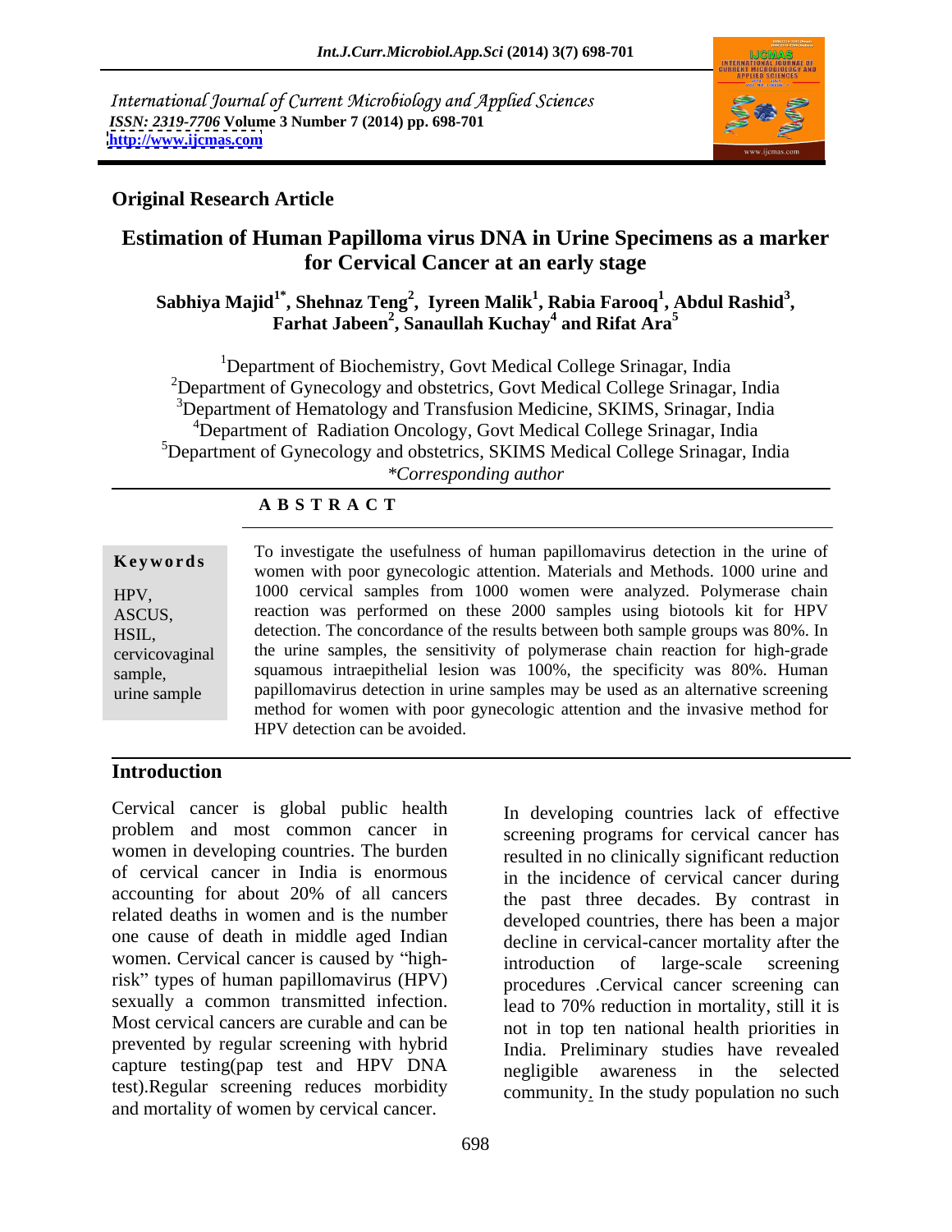International Journal of Current Microbiology and Applied Sciences
*ISSN: 2319-7706* **Volume 3 Number 7 (2014) pp. 698-701**
**http://www.ijcmas.com**

**Original Research Article**

# Estimation of Human Papilloma virus DNA in Urine Specimens as a marker for Cervical Cancer at an early stage

**Sabhiya Majid[1*], Shehnaz Teng[2], Iyreen Malik[1], Rabia Farooq[1], Abdul Rashid[3], Farhat Jabeen[2], Sanaullah Kuchay[4] and Rifat Ara[5]**

[1]Department of Biochemistry, Govt Medical College Srinagar, India
[2]Department of Gynecology and obstetrics, Govt Medical College Srinagar, India
[3]Department of Hematology and Transfusion Medicine, SKIMS, Srinagar, India
[4]Department of Radiation Oncology, Govt Medical College Srinagar, India
[5]Department of Gynecology and obstetrics, SKIMS Medical College Srinagar, India
*\*Corresponding author*

## ABSTRACT

**Keywords**

HPV, ASCUS, HSIL, cervicovaginal sample, urine sample

To investigate the usefulness of human papillomavirus detection in the urine of women with poor gynecologic attention. Materials and Methods. 1000 urine and 1000 cervical samples from 1000 women were analyzed. Polymerase chain reaction was performed on these 2000 samples using biotools kit for HPV detection. The concordance of the results between both sample groups was 80%. In the urine samples, the sensitivity of polymerase chain reaction for high-grade squamous intraepithelial lesion was 100%, the specificity was 80%. Human papillomavirus detection in urine samples may be used as an alternative screening method for women with poor gynecologic attention and the invasive method for HPV detection can be avoided.

## Introduction

Cervical cancer is global public health problem and most common cancer in women in developing countries. The burden of cervical cancer in India is enormous accounting for about 20% of all cancers related deaths in women and is the number one cause of death in middle aged Indian women. Cervical cancer is caused by "high-risk" types of human papillomavirus (HPV) sexually a common transmitted infection. Most cervical cancers are curable and can be prevented by regular screening with hybrid capture testing(pap test and HPV DNA test).Regular screening reduces morbidity and mortality of women by cervical cancer.

In developing countries lack of effective screening programs for cervical cancer has resulted in no clinically significant reduction in the incidence of cervical cancer during the past three decades. By contrast in developed countries, there has been a major decline in cervical-cancer mortality after the introduction of large-scale screening procedures .Cervical cancer screening can lead to 70% reduction in mortality, still it is not in top ten national health priorities in India. Preliminary studies have revealed negligible awareness in the selected community. In the study population no such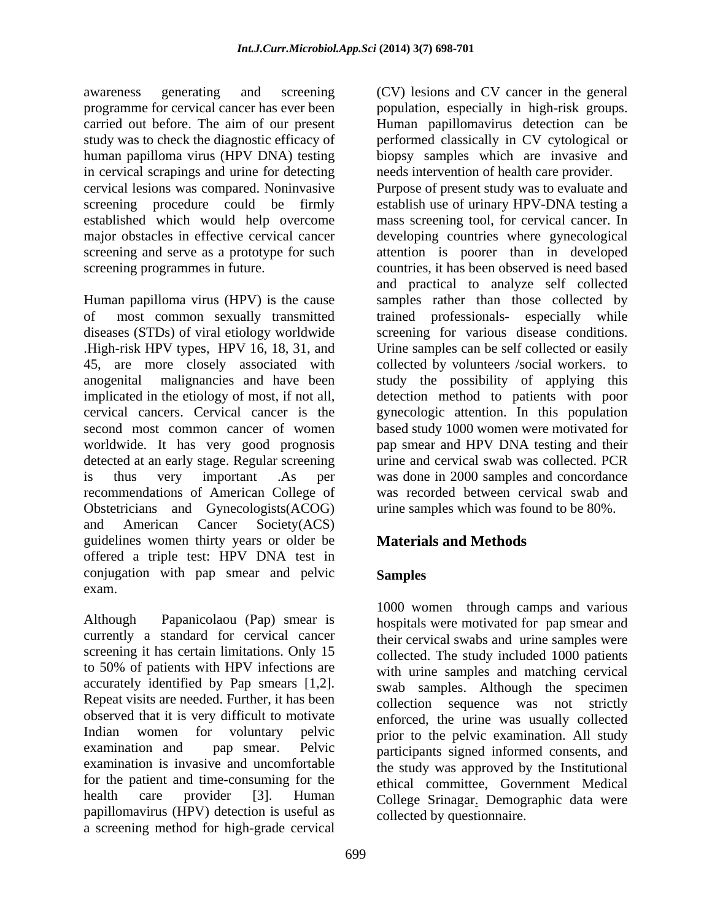awareness generating and screening programme for cervical cancer has ever been carried out before. The aim of our present study was to check the diagnostic efficacy of human papilloma virus (HPV DNA) testing in cervical scrapings and urine for detecting cervical lesions was compared. Noninvasive screening procedure could be firmly established which would help overcome major obstacles in effective cervical cancer screening and serve as a prototype for such screening programmes in future.

Human papilloma virus (HPV) is the cause of most common sexually transmitted diseases (STDs) of viral etiology worldwide .High-risk HPV types, HPV 16, 18, 31, and 45, are more closely associated with anogenital malignancies and have been implicated in the etiology of most, if not all, cervical cancers. Cervical cancer is the second most common cancer of women worldwide. It has very good prognosis detected at an early stage. Regular screening is thus very important .As per recommendations of American College of Obstetricians and Gynecologists(ACOG) and American Cancer Society(ACS) guidelines women thirty years or older be offered a triple test: HPV DNA test in conjugation with pap smear and pelvic exam.

Although Papanicolaou (Pap) smear is currently a standard for cervical cancer screening it has certain limitations. Only 15 to 50% of patients with HPV infections are accurately identified by Pap smears [1,2]. Repeat visits are needed. Further, it has been observed that it is very difficult to motivate Indian women for voluntary pelvic examination and pap smear. Pelvic examination is invasive and uncomfortable for the patient and time-consuming for the health care provider [3]. Human papillomavirus (HPV) detection is useful as a screening method for high-grade cervical (CV) lesions and CV cancer in the general population, especially in high-risk groups. Human papillomavirus detection can be performed classically in CV cytological or biopsy samples which are invasive and needs intervention of health care provider. Purpose of present study was to evaluate and establish use of urinary HPV-DNA testing a mass screening tool, for cervical cancer. In developing countries where gynecological attention is poorer than in developed countries, it has been observed is need based and practical to analyze self collected samples rather than those collected by trained professionals- especially while screening for various disease conditions. Urine samples can be self collected or easily collected by volunteers /social workers. to study the possibility of applying this detection method to patients with poor gynecologic attention. In this population based study 1000 women were motivated for pap smear and HPV DNA testing and their urine and cervical swab was collected. PCR was done in 2000 samples and concordance was recorded between cervical swab and urine samples which was found to be 80%.

## Materials and Methods

### Samples

1000 women through camps and various hospitals were motivated for pap smear and their cervical swabs and urine samples were collected. The study included 1000 patients with urine samples and matching cervical swab samples. Although the specimen collection sequence was not strictly enforced, the urine was usually collected prior to the pelvic examination. All study participants signed informed consents, and the study was approved by the Institutional ethical committee, Government Medical College Srinagar. Demographic data were collected by questionnaire.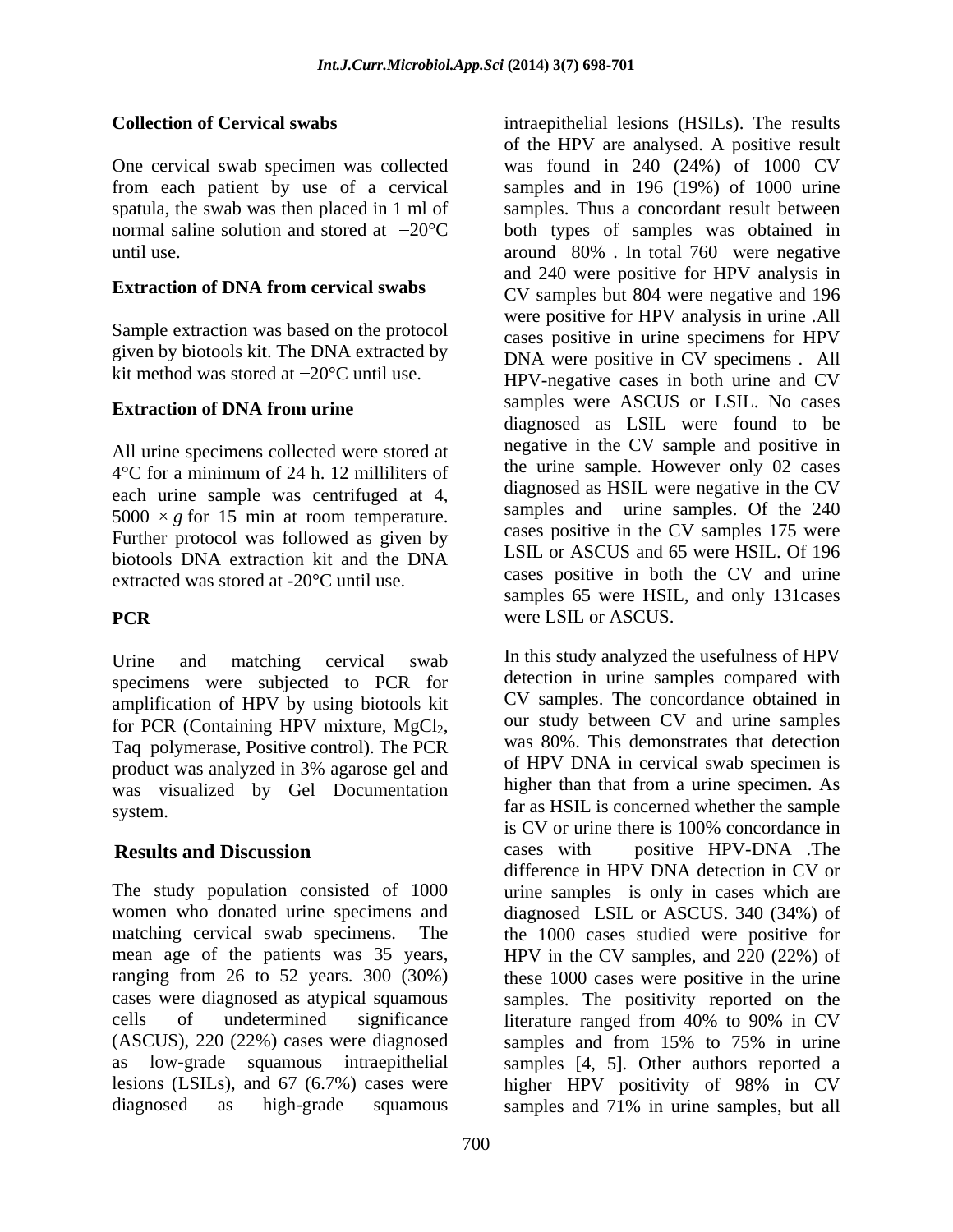**Collection of Cervical swabs**

One cervical swab specimen was collected from each patient by use of a cervical spatula, the swab was then placed in 1 ml of normal saline solution and stored at −20°C until use.

**Extraction of DNA from cervical swabs**

Sample extraction was based on the protocol given by biotools kit. The DNA extracted by kit method was stored at −20°C until use.

**Extraction of DNA from urine**

All urine specimens collected were stored at 4°C for a minimum of 24 h. 12 milliliters of each urine sample was centrifuged at 4, 5000 × *g* for 15 min at room temperature. Further protocol was followed as given by biotools DNA extraction kit and the DNA extracted was stored at -20°C until use.

**PCR**

Urine and matching cervical swab specimens were subjected to PCR for amplification of HPV by using biotools kit for PCR (Containing HPV mixture, $MgCl_2$, Taq polymerase, Positive control). The PCR product was analyzed in 3% agarose gel and was visualized by Gel Documentation system.

## Results and Discussion

The study population consisted of 1000 women who donated urine specimens and matching cervical swab specimens. The mean age of the patients was 35 years, ranging from 26 to 52 years. 300 (30%) cases were diagnosed as atypical squamous cells of undetermined significance (ASCUS), 220 (22%) cases were diagnosed as low-grade squamous intraepithelial lesions (LSILs), and 67 (6.7%) cases were diagnosed as high-grade squamous intraepithelial lesions (HSILs). The results of the HPV are analysed. A positive result was found in 240 (24%) of 1000 CV samples and in 196 (19%) of 1000 urine samples. Thus a concordant result between both types of samples was obtained in around 80% . In total 760 were negative and 240 were positive for HPV analysis in CV samples but 804 were negative and 196 were positive for HPV analysis in urine .All cases positive in urine specimens for HPV DNA were positive in CV specimens . All HPV-negative cases in both urine and CV samples were ASCUS or LSIL. No cases diagnosed as LSIL were found to be negative in the CV sample and positive in the urine sample. However only 02 cases diagnosed as HSIL were negative in the CV samples and urine samples. Of the 240 cases positive in the CV samples 175 were LSIL or ASCUS and 65 were HSIL. Of 196 cases positive in both the CV and urine samples 65 were HSIL, and only 131cases were LSIL or ASCUS.

In this study analyzed the usefulness of HPV detection in urine samples compared with CV samples. The concordance obtained in our study between CV and urine samples was 80%. This demonstrates that detection of HPV DNA in cervical swab specimen is higher than that from a urine specimen. As far as HSIL is concerned whether the sample is CV or urine there is 100% concordance in cases with positive HPV-DNA .The difference in HPV DNA detection in CV or urine samples is only in cases which are diagnosed LSIL or ASCUS. 340 (34%) of the 1000 cases studied were positive for HPV in the CV samples, and 220 (22%) of these 1000 cases were positive in the urine samples. The positivity reported on the literature ranged from 40% to 90% in CV samples and from 15% to 75% in urine samples [4, 5]. Other authors reported a higher HPV positivity of 98% in CV samples and 71% in urine samples, but all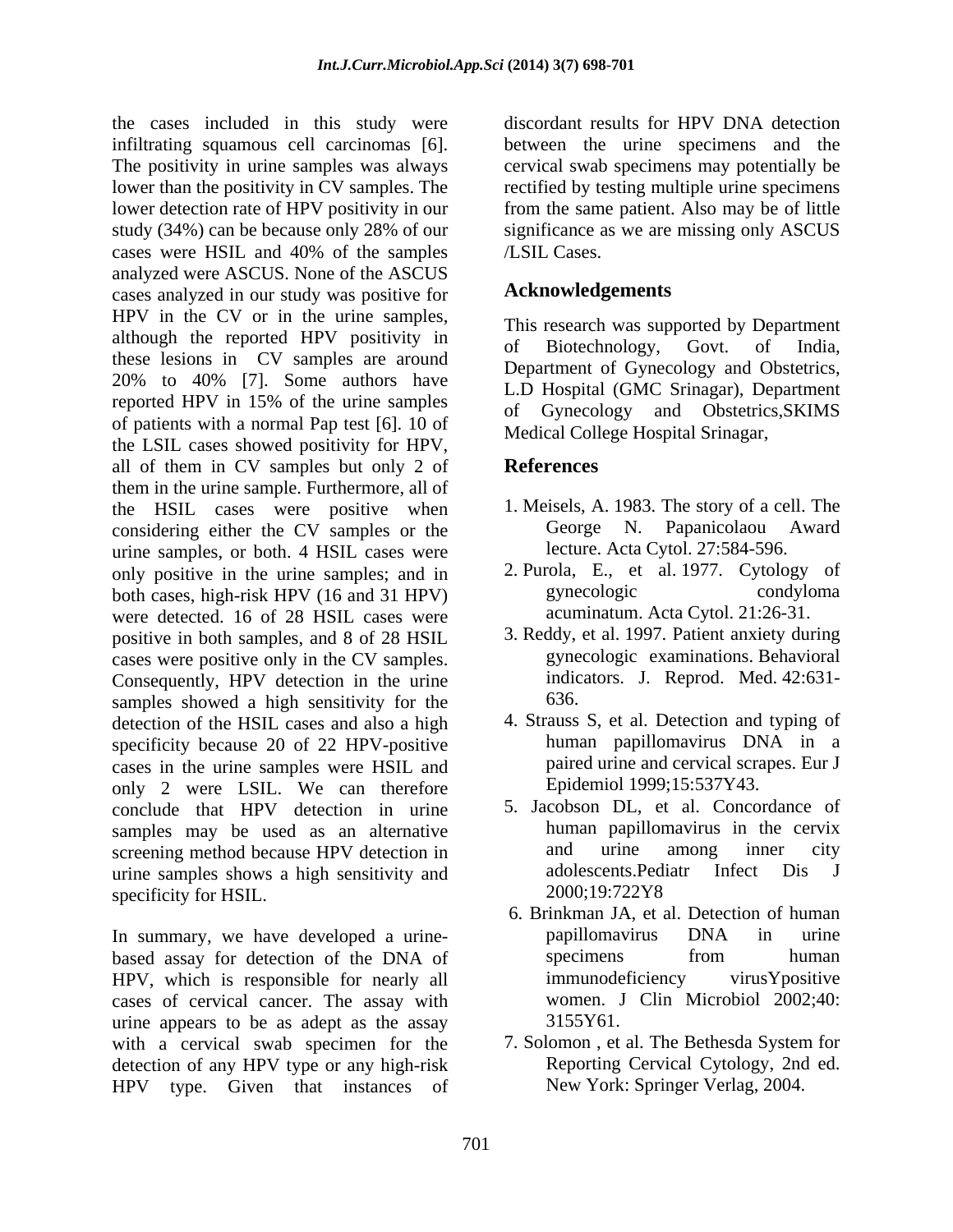the cases included in this study were infiltrating squamous cell carcinomas [6]. The positivity in urine samples was always lower than the positivity in CV samples. The lower detection rate of HPV positivity in our study (34%) can be because only 28% of our cases were HSIL and 40% of the samples analyzed were ASCUS. None of the ASCUS cases analyzed in our study was positive for HPV in the CV or in the urine samples, although the reported HPV positivity in these lesions in CV samples are around 20% to 40% [7]. Some authors have reported HPV in 15% of the urine samples of patients with a normal Pap test [6]. 10 of the LSIL cases showed positivity for HPV, all of them in CV samples but only 2 of them in the urine sample. Furthermore, all of the HSIL cases were positive when considering either the CV samples or the urine samples, or both. 4 HSIL cases were only positive in the urine samples; and in both cases, high-risk HPV (16 and 31 HPV) were detected. 16 of 28 HSIL cases were positive in both samples, and 8 of 28 HSIL cases were positive only in the CV samples. Consequently, HPV detection in the urine samples showed a high sensitivity for the detection of the HSIL cases and also a high specificity because 20 of 22 HPV-positive cases in the urine samples were HSIL and only 2 were LSIL. We can therefore conclude that HPV detection in urine samples may be used as an alternative screening method because HPV detection in urine samples shows a high sensitivity and specificity for HSIL.

In summary, we have developed a urine-based assay for detection of the DNA of HPV, which is responsible for nearly all cases of cervical cancer. The assay with urine appears to be as adept as the assay with a cervical swab specimen for the detection of any HPV type or any high-risk HPV type. Given that instances of discordant results for HPV DNA detection between the urine specimens and the cervical swab specimens may potentially be rectified by testing multiple urine specimens from the same patient. Also may be of little significance as we are missing only ASCUS /LSIL Cases.

## Acknowledgements

This research was supported by Department of Biotechnology, Govt. of India, Department of Gynecology and Obstetrics, L.D Hospital (GMC Srinagar), Department of Gynecology and Obstetrics,SKIMS Medical College Hospital Srinagar,

## References

1. Meisels, A. 1983. The story of a cell. The George N. Papanicolaou Award lecture. Acta Cytol. 27:584-596.
2. Purola, E., et al. 1977. Cytology of gynecologic condyloma acuminatum. Acta Cytol. 21:26-31.
3. Reddy, et al. 1997. Patient anxiety during gynecologic examinations. Behavioral indicators. J. Reprod. Med. 42:631-636.
4. Strauss S, et al. Detection and typing of human papillomavirus DNA in a paired urine and cervical scrapes. Eur J Epidemiol 1999;15:537Y43.
5. Jacobson DL, et al. Concordance of human papillomavirus in the cervix and urine among inner city adolescents.Pediatr Infect Dis J 2000;19:722Y8
6. Brinkman JA, et al. Detection of human papillomavirus DNA in urine specimens from human immunodeficiency virusYpositive women. J Clin Microbiol 2002;40: 3155Y61.
7. Solomon , et al. The Bethesda System for Reporting Cervical Cytology, 2nd ed. New York: Springer Verlag, 2004.